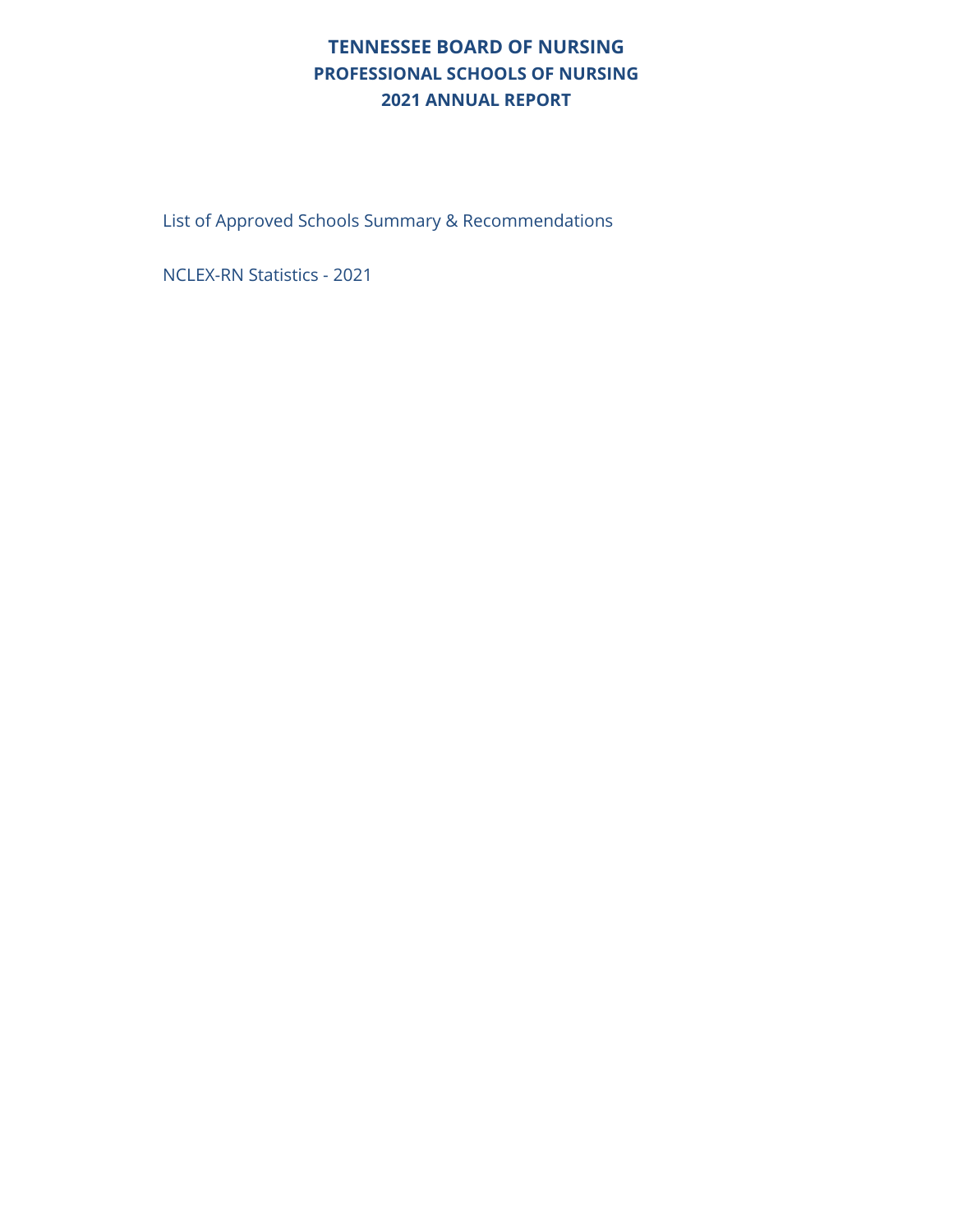# TENNESSEE BOARD OF NURSING
## PROFESSIONAL SCHOOLS OF NURSING
## 2021 ANNUAL REPORT

List of Approved Schools Summary & Recommendations

NCLEX-RN Statistics - 2021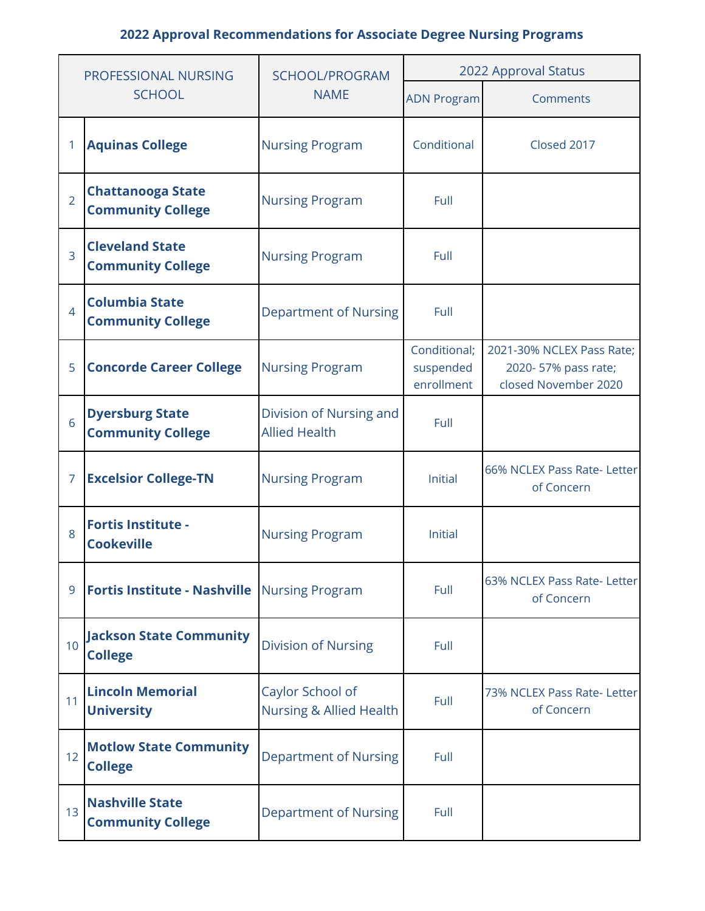**2022 Approval Recommendations for Associate Degree Nursing Programs**

| | PROFESSIONAL NURSING SCHOOL | SCHOOL/PROGRAM NAME | 2022 Approval Status | |
|---|---|---|---|---|
| | | | ADN Program | Comments |
| 1 | **Aquinas College** | Nursing Program | Conditional | Closed 2017 |
| 2 | **Chattanooga State Community College** | Nursing Program | Full | |
| 3 | **Cleveland State Community College** | Nursing Program | Full | |
| 4 | **Columbia State Community College** | Department of Nursing | Full | |
| 5 | **Concorde Career College** | Nursing Program | Conditional; suspended enrollment | 2021-30% NCLEX Pass Rate; 2020- 57% pass rate; closed November 2020 |
| 6 | **Dyersburg State Community College** | Division of Nursing and Allied Health | Full | |
| 7 | **Excelsior College-TN** | Nursing Program | Initial | 66% NCLEX Pass Rate- Letter of Concern |
| 8 | **Fortis Institute - Cookeville** | Nursing Program | Initial | |
| 9 | **Fortis Institute - Nashville** | Nursing Program | Full | 63% NCLEX Pass Rate- Letter of Concern |
| 10 | **Jackson State Community College** | Division of Nursing | Full | |
| 11 | **Lincoln Memorial University** | Caylor School of Nursing & Allied Health | Full | 73% NCLEX Pass Rate- Letter of Concern |
| 12 | **Motlow State Community College** | Department of Nursing | Full | |
| 13 | **Nashville State Community College** | Department of Nursing | Full | |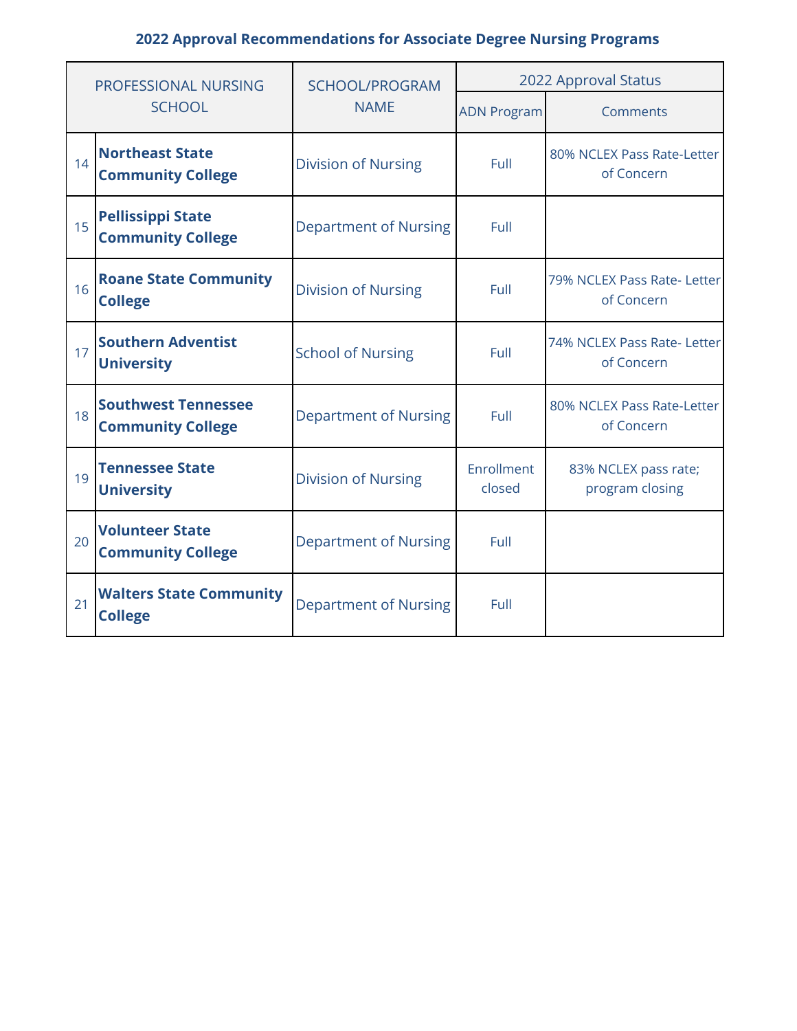### 2022 Approval Recommendations for Associate Degree Nursing Programs

| PROFESSIONAL NURSING SCHOOL | | SCHOOL/PROGRAM NAME | 2022 Approval Status | |
|---|---|---|---|---|
| | | | ADN Program | Comments |
| 14 | **Northeast State Community College** | Division of Nursing | Full | 80% NCLEX Pass Rate-Letter of Concern |
| 15 | **Pellissippi State Community College** | Department of Nursing | Full | |
| 16 | **Roane State Community College** | Division of Nursing | Full | 79% NCLEX Pass Rate- Letter of Concern |
| 17 | **Southern Adventist University** | School of Nursing | Full | 74% NCLEX Pass Rate- Letter of Concern |
| 18 | **Southwest Tennessee Community College** | Department of Nursing | Full | 80% NCLEX Pass Rate-Letter of Concern |
| 19 | **Tennessee State University** | Division of Nursing | Enrollment closed | 83% NCLEX pass rate; program closing |
| 20 | **Volunteer State Community College** | Department of Nursing | Full | |
| 21 | **Walters State Community College** | Department of Nursing | Full | |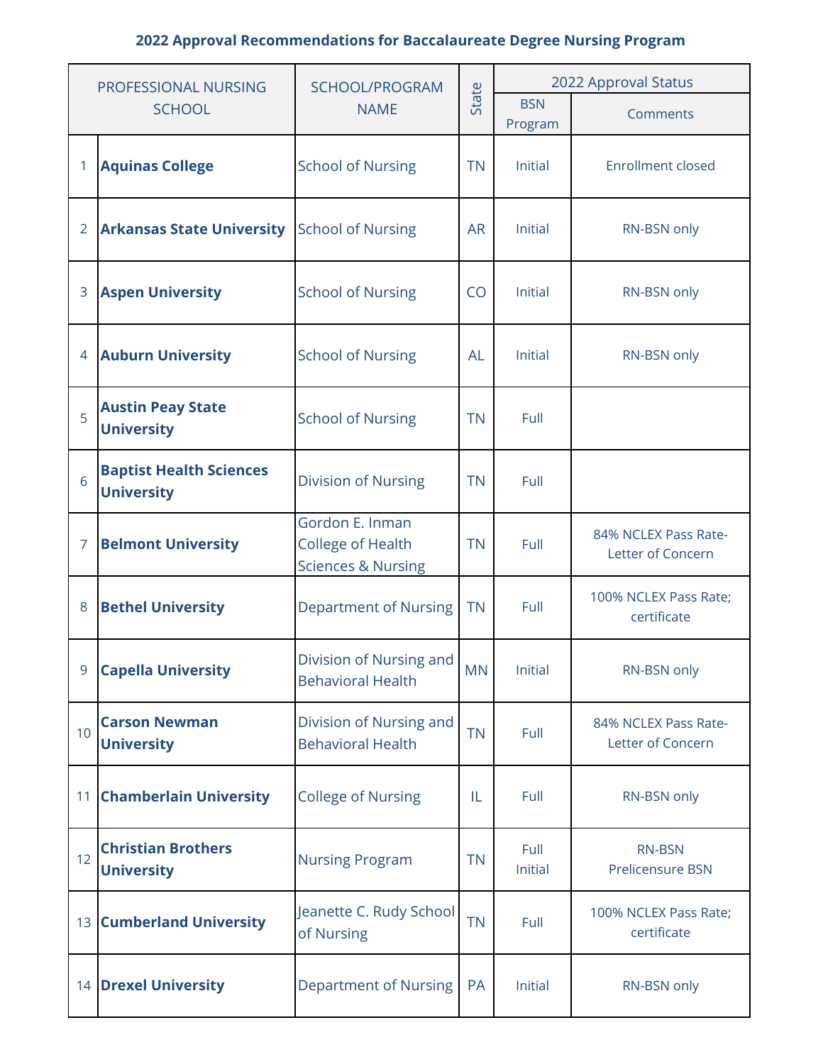**2022 Approval Recommendations for Baccalaureate Degree Nursing Program**

| | PROFESSIONAL NURSING SCHOOL | SCHOOL/PROGRAM NAME | State | 2022 Approval Status | |
|---|---|---|---|---|---|
| | | | | BSN Program | Comments |
| 1 | **Aquinas College** | School of Nursing | TN | Initial | Enrollment closed |
| 2 | **Arkansas State University** | School of Nursing | AR | Initial | RN-BSN only |
| 3 | **Aspen University** | School of Nursing | CO | Initial | RN-BSN only |
| 4 | **Auburn University** | School of Nursing | AL | Initial | RN-BSN only |
| 5 | **Austin Peay State University** | School of Nursing | TN | Full | |
| 6 | **Baptist Health Sciences University** | Division of Nursing | TN | Full | |
| 7 | **Belmont University** | Gordon E. Inman College of Health Sciences & Nursing | TN | Full | 84% NCLEX Pass Rate- Letter of Concern |
| 8 | **Bethel University** | Department of Nursing | TN | Full | 100% NCLEX Pass Rate; certificate |
| 9 | **Capella University** | Division of Nursing and Behavioral Health | MN | Initial | RN-BSN only |
| 10 | **Carson Newman University** | Division of Nursing and Behavioral Health | TN | Full | 84% NCLEX Pass Rate- Letter of Concern |
| 11 | **Chamberlain University** | College of Nursing | IL | Full | RN-BSN only |
| 12 | **Christian Brothers University** | Nursing Program | TN | Full<br>Initial | RN-BSN<br>Prelicensure BSN |
| 13 | **Cumberland University** | Jeanette C. Rudy School of Nursing | TN | Full | 100% NCLEX Pass Rate; certificate |
| 14 | **Drexel University** | Department of Nursing | PA | Initial | RN-BSN only |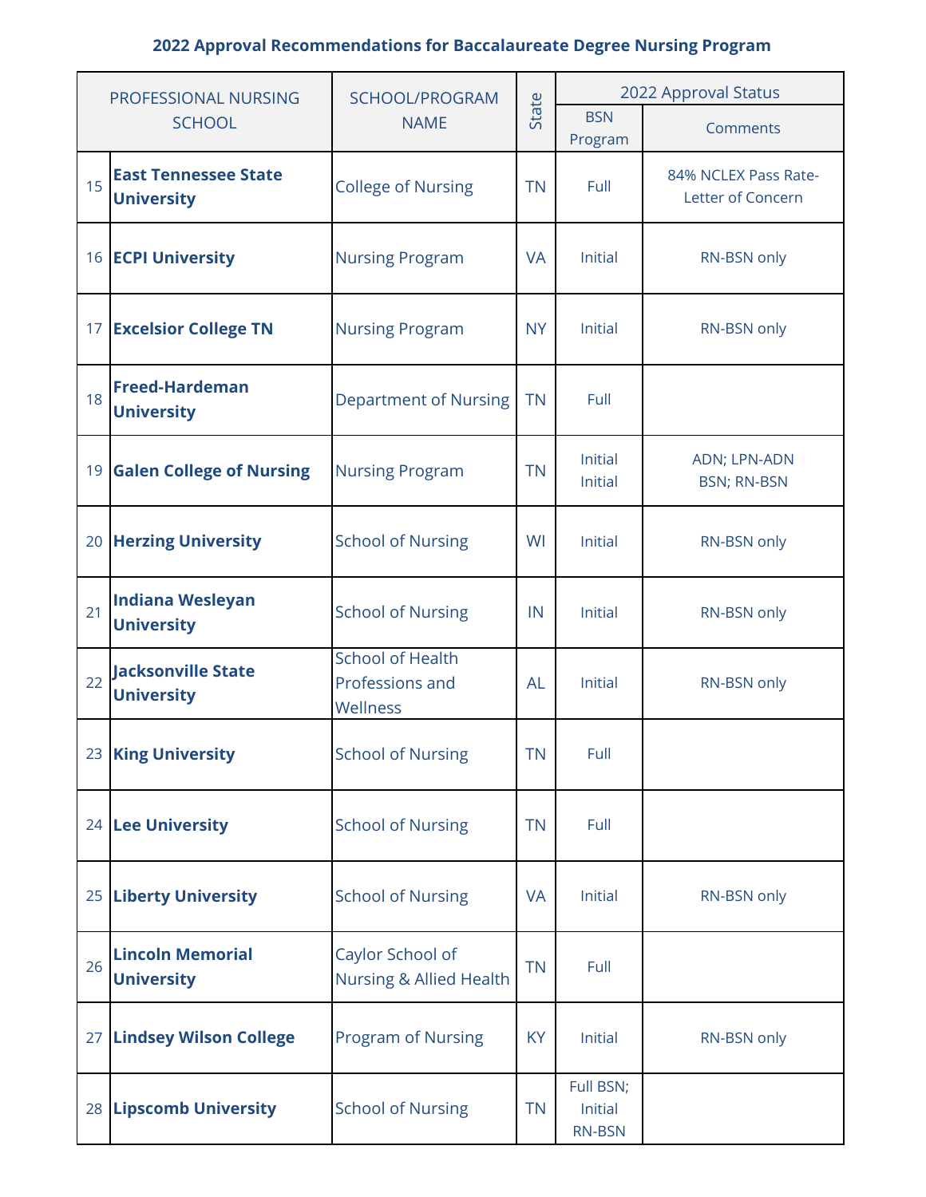## 2022 Approval Recommendations for Baccalaureate Degree Nursing Program

| | PROFESSIONAL NURSING SCHOOL | SCHOOL/PROGRAM NAME | State | 2022 Approval Status | |
|---|---|---|---|---|---|
| | | | | BSN Program | Comments |
| 15 | **East Tennessee State University** | College of Nursing | TN | Full | 84% NCLEX Pass Rate- Letter of Concern |
| 16 | **ECPI University** | Nursing Program | VA | Initial | RN-BSN only |
| 17 | **Excelsior College TN** | Nursing Program | NY | Initial | RN-BSN only |
| 18 | **Freed-Hardeman University** | Department of Nursing | TN | Full | |
| 19 | **Galen College of Nursing** | Nursing Program | TN | Initial Initial | ADN; LPN-ADN BSN; RN-BSN |
| 20 | **Herzing University** | School of Nursing | WI | Initial | RN-BSN only |
| 21 | **Indiana Wesleyan University** | School of Nursing | IN | Initial | RN-BSN only |
| 22 | **Jacksonville State University** | School of Health Professions and Wellness | AL | Initial | RN-BSN only |
| 23 | **King University** | School of Nursing | TN | Full | |
| 24 | **Lee University** | School of Nursing | TN | Full | |
| 25 | **Liberty University** | School of Nursing | VA | Initial | RN-BSN only |
| 26 | **Lincoln Memorial University** | Caylor School of Nursing & Allied Health | TN | Full | |
| 27 | **Lindsey Wilson College** | Program of Nursing | KY | Initial | RN-BSN only |
| 28 | **Lipscomb University** | School of Nursing | TN | Full BSN; Initial RN-BSN | |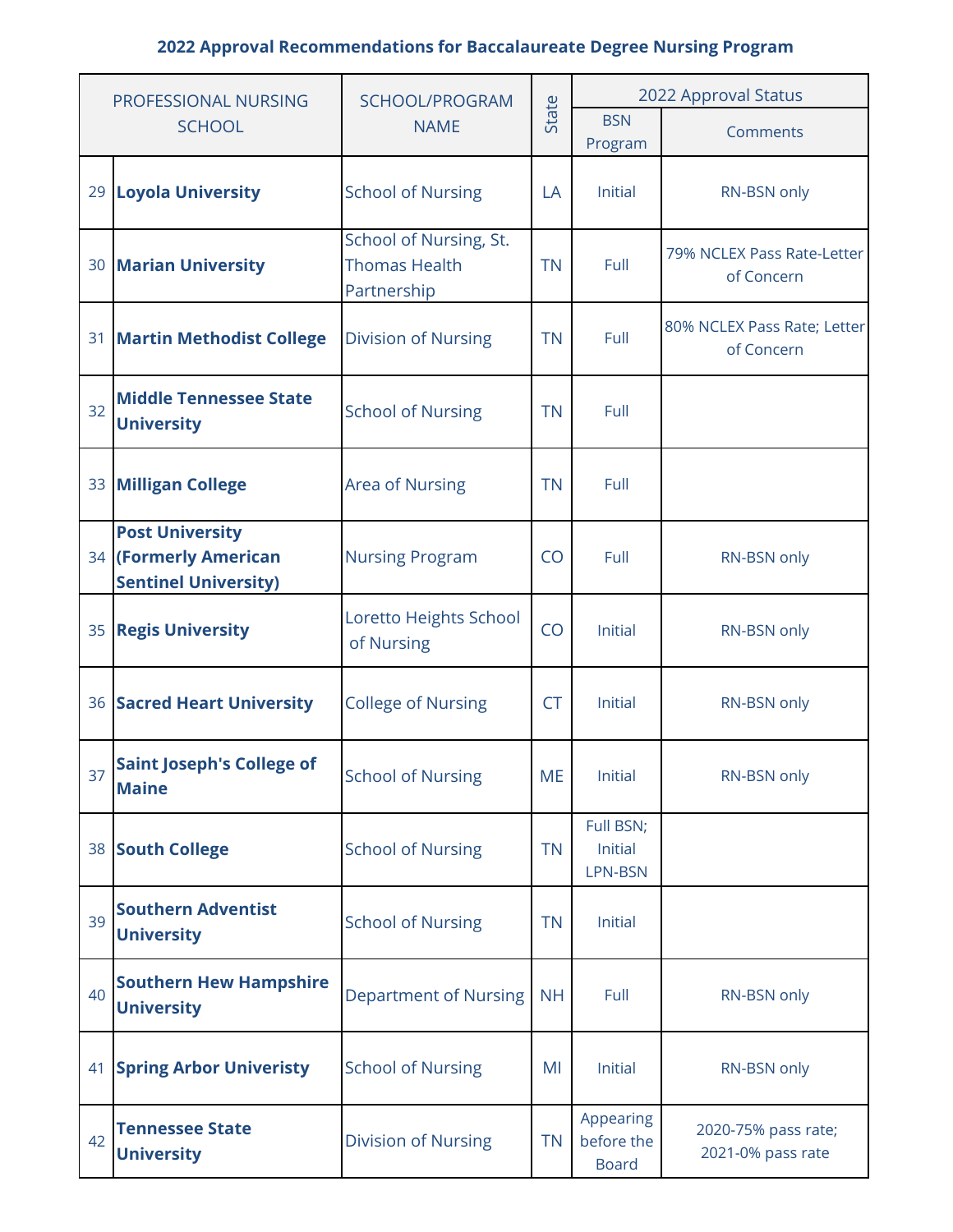**2022 Approval Recommendations for Baccalaureate Degree Nursing Program**

| PROFESSIONAL NURSING SCHOOL | | SCHOOL/PROGRAM NAME | State | 2022 Approval Status | |
|---|---|---|---|---|---|
| | | | | BSN Program | Comments |
| 29 | **Loyola University** | School of Nursing | LA | Initial | RN-BSN only |
| 30 | **Marian University** | School of Nursing, St. Thomas Health Partnership | TN | Full | 79% NCLEX Pass Rate-Letter of Concern |
| 31 | **Martin Methodist College** | Division of Nursing | TN | Full | 80% NCLEX Pass Rate; Letter of Concern |
| 32 | **Middle Tennessee State University** | School of Nursing | TN | Full | |
| 33 | **Milligan College** | Area of Nursing | TN | Full | |
| 34 | **Post University (Formerly American Sentinel University)** | Nursing Program | CO | Full | RN-BSN only |
| 35 | **Regis University** | Loretto Heights School of Nursing | CO | Initial | RN-BSN only |
| 36 | **Sacred Heart University** | College of Nursing | CT | Initial | RN-BSN only |
| 37 | **Saint Joseph's College of Maine** | School of Nursing | ME | Initial | RN-BSN only |
| 38 | **South College** | School of Nursing | TN | Full BSN; Initial LPN-BSN | |
| 39 | **Southern Adventist University** | School of Nursing | TN | Initial | |
| 40 | **Southern Hew Hampshire University** | Department of Nursing | NH | Full | RN-BSN only |
| 41 | **Spring Arbor Univeristy** | School of Nursing | MI | Initial | RN-BSN only |
| 42 | **Tennessee State University** | Division of Nursing | TN | Appearing before the Board | 2020-75% pass rate; 2021-0% pass rate |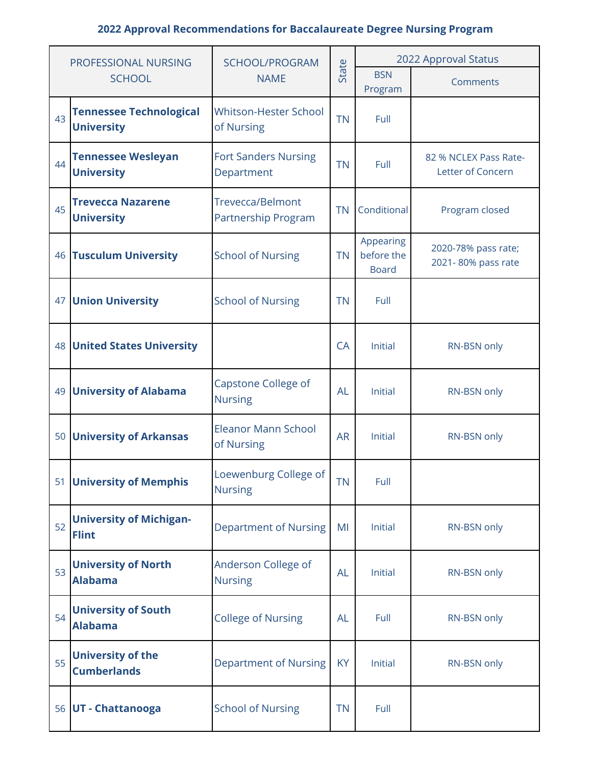**2022 Approval Recommendations for Baccalaureate Degree Nursing Program**

| PROFESSIONAL NURSING SCHOOL | | SCHOOL/PROGRAM NAME | State | 2022 Approval Status | |
|---|---|---|---|---|---|
| | | | | BSN Program | Comments |
| 43 | **Tennessee Technological University** | Whitson-Hester School of Nursing | TN | Full | |
| 44 | **Tennessee Wesleyan University** | Fort Sanders Nursing Department | TN | Full | 82 % NCLEX Pass Rate-Letter of Concern |
| 45 | **Trevecca Nazarene University** | Trevecca/Belmont Partnership Program | TN | Conditional | Program closed |
| 46 | **Tusculum University** | School of Nursing | TN | Appearing before the Board | 2020-78% pass rate; 2021- 80% pass rate |
| 47 | **Union University** | School of Nursing | TN | Full | |
| 48 | **United States University** | | CA | Initial | RN-BSN only |
| 49 | **University of Alabama** | Capstone College of Nursing | AL | Initial | RN-BSN only |
| 50 | **University of Arkansas** | Eleanor Mann School of Nursing | AR | Initial | RN-BSN only |
| 51 | **University of Memphis** | Loewenburg College of Nursing | TN | Full | |
| 52 | **University of Michigan-Flint** | Department of Nursing | MI | Initial | RN-BSN only |
| 53 | **University of North Alabama** | Anderson College of Nursing | AL | Initial | RN-BSN only |
| 54 | **University of South Alabama** | College of Nursing | AL | Full | RN-BSN only |
| 55 | **University of the Cumberlands** | Department of Nursing | KY | Initial | RN-BSN only |
| 56 | **UT - Chattanooga** | School of Nursing | TN | Full | |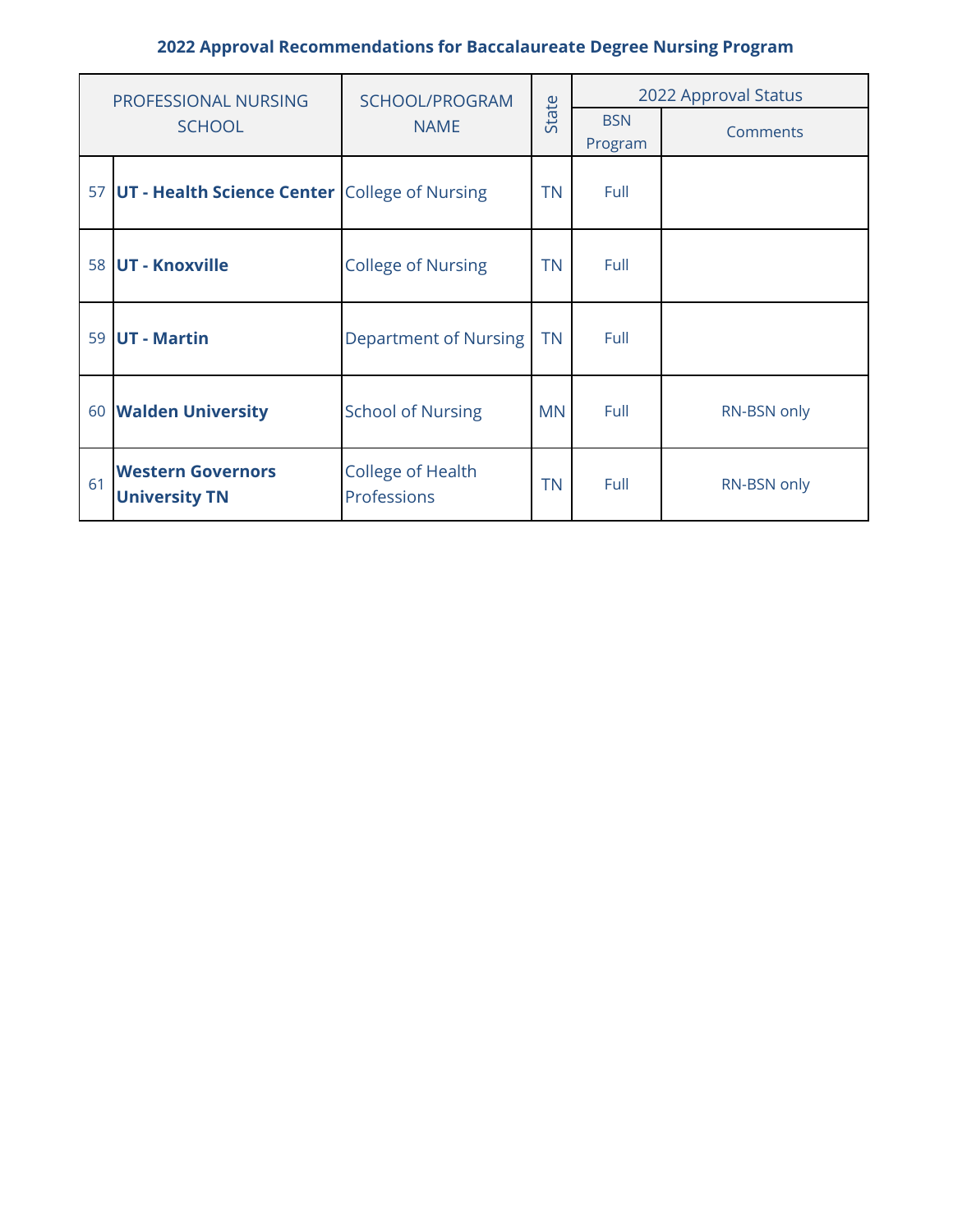**2022 Approval Recommendations for Baccalaureate Degree Nursing Program**

| PROFESSIONAL NURSING SCHOOL | | SCHOOL/PROGRAM NAME | State | 2022 Approval Status | |
|---|---|---|---|---|---|
| | | | | BSN Program | Comments |
| 57 | **UT - Health Science Center** | College of Nursing | TN | Full | |
| 58 | **UT - Knoxville** | College of Nursing | TN | Full | |
| 59 | **UT - Martin** | Department of Nursing | TN | Full | |
| 60 | **Walden University** | School of Nursing | MN | Full | RN-BSN only |
| 61 | **Western Governors University TN** | College of Health Professions | TN | Full | RN-BSN only |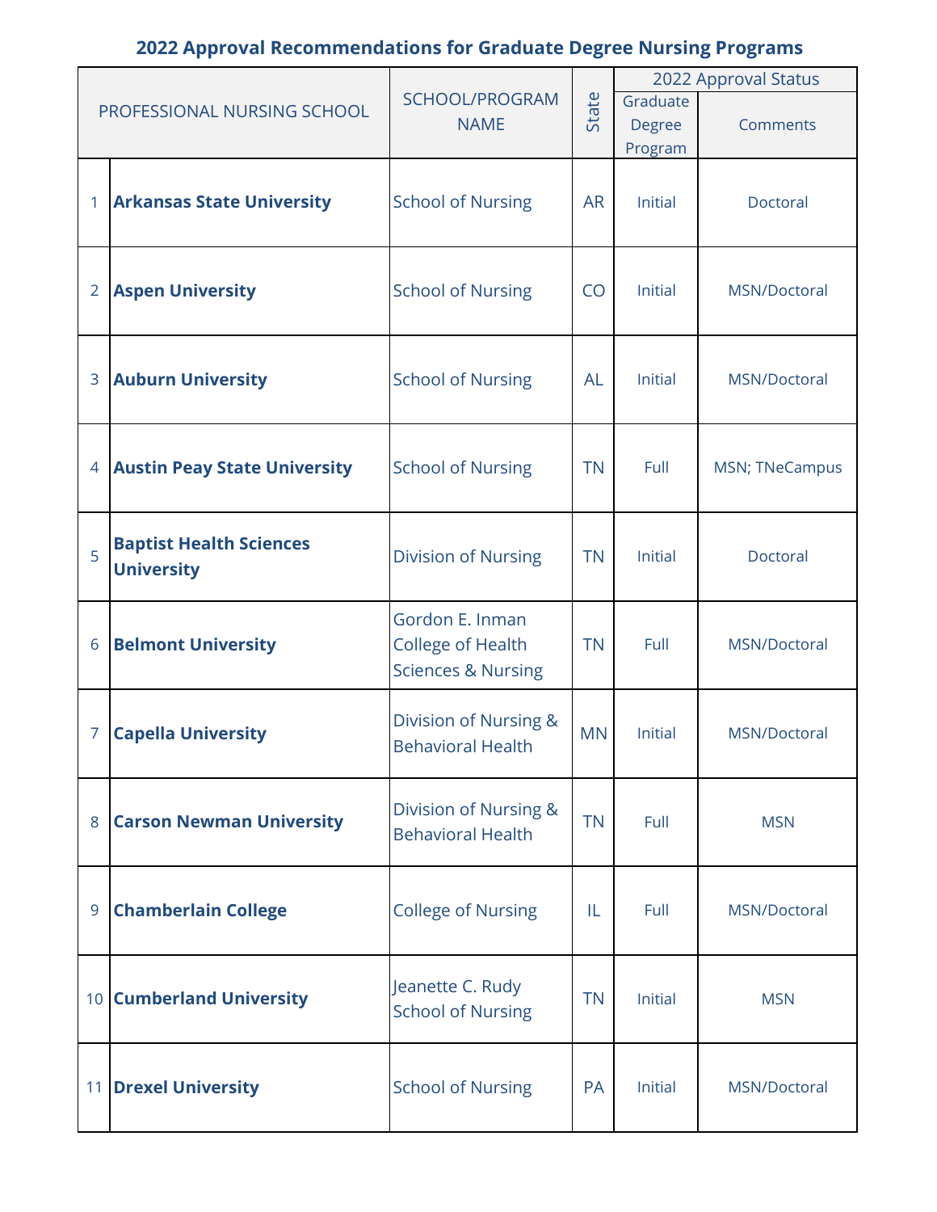## 2022 Approval Recommendations for Graduate Degree Nursing Programs

| PROFESSIONAL NURSING SCHOOL | | SCHOOL/PROGRAM NAME | State | 2022 Approval Status | |
|---|---|---|---|---|---|
| | | | | Graduate Degree Program | Comments |
| 1 | **Arkansas State University** | School of Nursing | AR | Initial | Doctoral |
| 2 | **Aspen University** | School of Nursing | CO | Initial | MSN/Doctoral |
| 3 | **Auburn University** | School of Nursing | AL | Initial | MSN/Doctoral |
| 4 | **Austin Peay State University** | School of Nursing | TN | Full | MSN; TNeCampus |
| 5 | **Baptist Health Sciences University** | Division of Nursing | TN | Initial | Doctoral |
| 6 | **Belmont University** | Gordon E. Inman College of Health Sciences & Nursing | TN | Full | MSN/Doctoral |
| 7 | **Capella University** | Division of Nursing & Behavioral Health | MN | Initial | MSN/Doctoral |
| 8 | **Carson Newman University** | Division of Nursing & Behavioral Health | TN | Full | MSN |
| 9 | **Chamberlain College** | College of Nursing | IL | Full | MSN/Doctoral |
| 10 | **Cumberland University** | Jeanette C. Rudy School of Nursing | TN | Initial | MSN |
| 11 | **Drexel University** | School of Nursing | PA | Initial | MSN/Doctoral |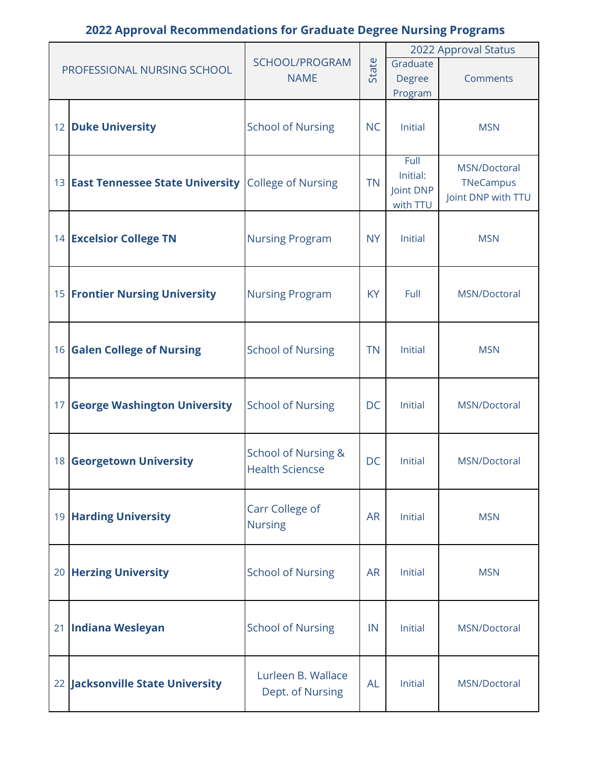## 2022 Approval Recommendations for Graduate Degree Nursing Programs

| | PROFESSIONAL NURSING SCHOOL | SCHOOL/PROGRAM NAME | State | 2022 Approval Status | |
|---|---|---|---|---|---|
| | | | | Graduate Degree Program | Comments |
| 12 | **Duke University** | School of Nursing | NC | Initial | MSN |
| 13 | **East Tennessee State University** | College of Nursing | TN | Full Initial: Joint DNP with TTU | MSN/Doctoral TNeCampus Joint DNP with TTU |
| 14 | **Excelsior College TN** | Nursing Program | NY | Initial | MSN |
| 15 | **Frontier Nursing University** | Nursing Program | KY | Full | MSN/Doctoral |
| 16 | **Galen College of Nursing** | School of Nursing | TN | Initial | MSN |
| 17 | **George Washington University** | School of Nursing | DC | Initial | MSN/Doctoral |
| 18 | **Georgetown University** | School of Nursing & Health Sciencse | DC | Initial | MSN/Doctoral |
| 19 | **Harding University** | Carr College of Nursing | AR | Initial | MSN |
| 20 | **Herzing University** | School of Nursing | AR | Initial | MSN |
| 21 | **Indiana Wesleyan** | School of Nursing | IN | Initial | MSN/Doctoral |
| 22 | **Jacksonville State University** | Lurleen B. Wallace Dept. of Nursing | AL | Initial | MSN/Doctoral |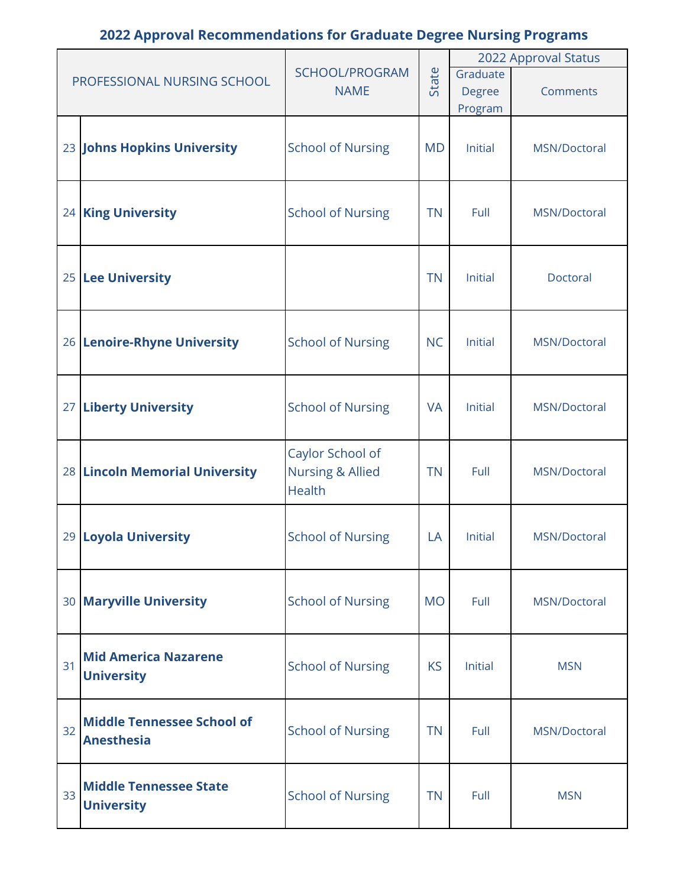## 2022 Approval Recommendations for Graduate Degree Nursing Programs

| PROFESSIONAL NURSING SCHOOL | | SCHOOL/PROGRAM NAME | State | 2022 Approval Status | |
|---|---|---|---|---|---|
| | | | | Graduate Degree Program | Comments |
| 23 | **Johns Hopkins University** | School of Nursing | MD | Initial | MSN/Doctoral |
| 24 | **King University** | School of Nursing | TN | Full | MSN/Doctoral |
| 25 | **Lee University** | | TN | Initial | Doctoral |
| 26 | **Lenoire-Rhyne University** | School of Nursing | NC | Initial | MSN/Doctoral |
| 27 | **Liberty University** | School of Nursing | VA | Initial | MSN/Doctoral |
| 28 | **Lincoln Memorial University** | Caylor School of Nursing & Allied Health | TN | Full | MSN/Doctoral |
| 29 | **Loyola University** | School of Nursing | LA | Initial | MSN/Doctoral |
| 30 | **Maryville University** | School of Nursing | MO | Full | MSN/Doctoral |
| 31 | **Mid America Nazarene University** | School of Nursing | KS | Initial | MSN |
| 32 | **Middle Tennessee School of Anesthesia** | School of Nursing | TN | Full | MSN/Doctoral |
| 33 | **Middle Tennessee State University** | School of Nursing | TN | Full | MSN |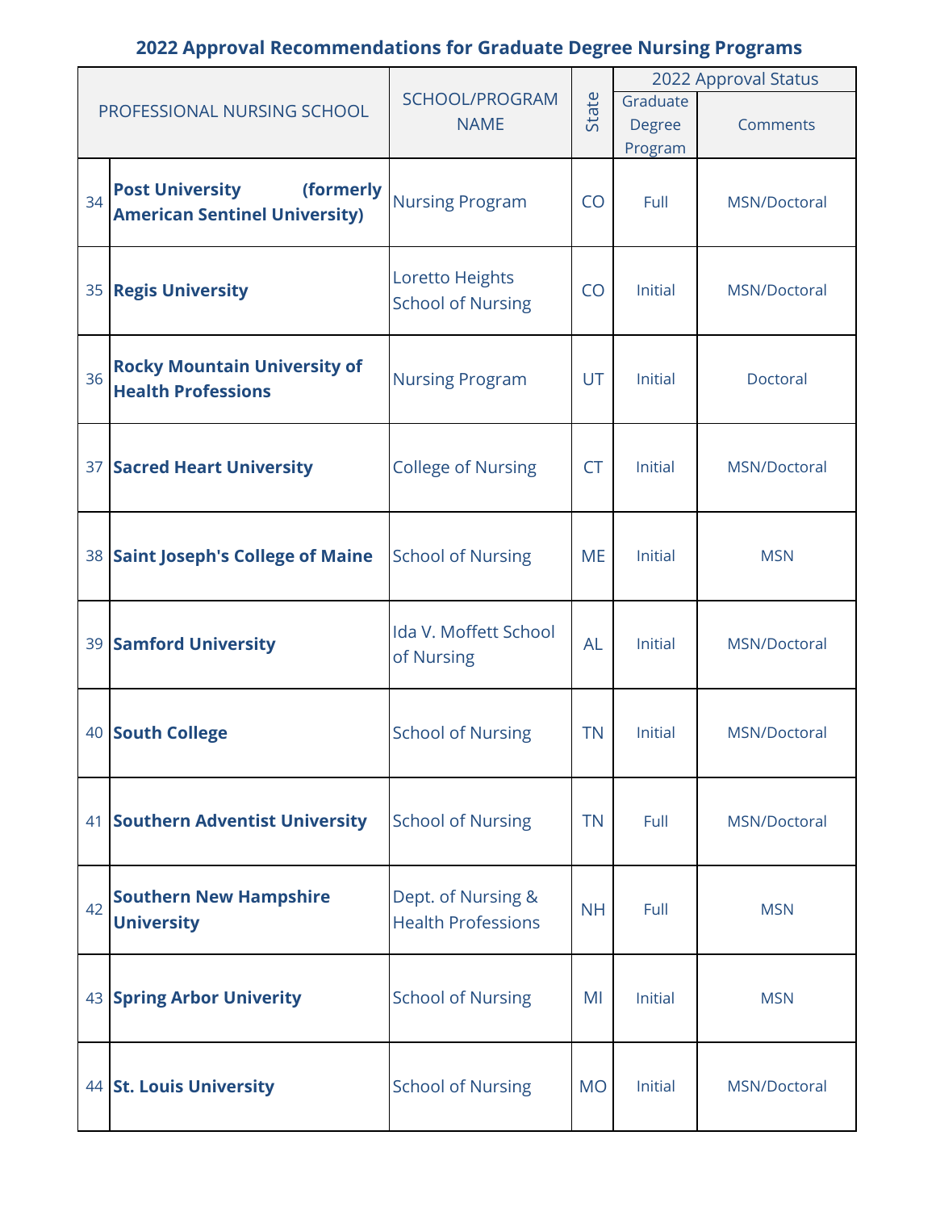## 2022 Approval Recommendations for Graduate Degree Nursing Programs

| PROFESSIONAL NURSING SCHOOL | | SCHOOL/PROGRAM NAME | State | 2022 Approval Status | |
|---|---|---|---|---|---|
| | | | | Graduate Degree Program | Comments |
| 34 | **Post University (formerly American Sentinel University)** | Nursing Program | CO | Full | MSN/Doctoral |
| 35 | **Regis University** | Loretto Heights School of Nursing | CO | Initial | MSN/Doctoral |
| 36 | **Rocky Mountain University of Health Professions** | Nursing Program | UT | Initial | Doctoral |
| 37 | **Sacred Heart University** | College of Nursing | CT | Initial | MSN/Doctoral |
| 38 | **Saint Joseph's College of Maine** | School of Nursing | ME | Initial | MSN |
| 39 | **Samford University** | Ida V. Moffett School of Nursing | AL | Initial | MSN/Doctoral |
| 40 | **South College** | School of Nursing | TN | Initial | MSN/Doctoral |
| 41 | **Southern Adventist University** | School of Nursing | TN | Full | MSN/Doctoral |
| 42 | **Southern New Hampshire University** | Dept. of Nursing & Health Professions | NH | Full | MSN |
| 43 | **Spring Arbor Univerity** | School of Nursing | MI | Initial | MSN |
| 44 | **St. Louis University** | School of Nursing | MO | Initial | MSN/Doctoral |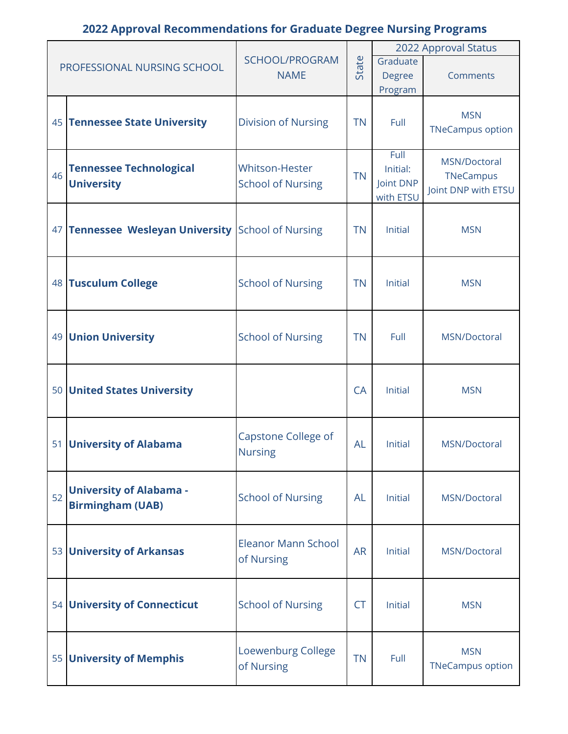## 2022 Approval Recommendations for Graduate Degree Nursing Programs

| PROFESSIONAL NURSING SCHOOL | | SCHOOL/PROGRAM NAME | State | 2022 Approval Status | |
|---|---|---|---|---|---|
| | | | | Graduate Degree Program | Comments |
| 45 | **Tennessee State University** | Division of Nursing | TN | Full | MSN TNeCampus option |
| 46 | **Tennessee Technological University** | Whitson-Hester School of Nursing | TN | Full Initial: Joint DNP with ETSU | MSN/Doctoral TNeCampus Joint DNP with ETSU |
| 47 | **Tennessee Wesleyan University** | School of Nursing | TN | Initial | MSN |
| 48 | **Tusculum College** | School of Nursing | TN | Initial | MSN |
| 49 | **Union University** | School of Nursing | TN | Full | MSN/Doctoral |
| 50 | **United States University** | | CA | Initial | MSN |
| 51 | **University of Alabama** | Capstone College of Nursing | AL | Initial | MSN/Doctoral |
| 52 | **University of Alabama - Birmingham (UAB)** | School of Nursing | AL | Initial | MSN/Doctoral |
| 53 | **University of Arkansas** | Eleanor Mann School of Nursing | AR | Initial | MSN/Doctoral |
| 54 | **University of Connecticut** | School of Nursing | CT | Initial | MSN |
| 55 | **University of Memphis** | Loewenburg College of Nursing | TN | Full | MSN TNeCampus option |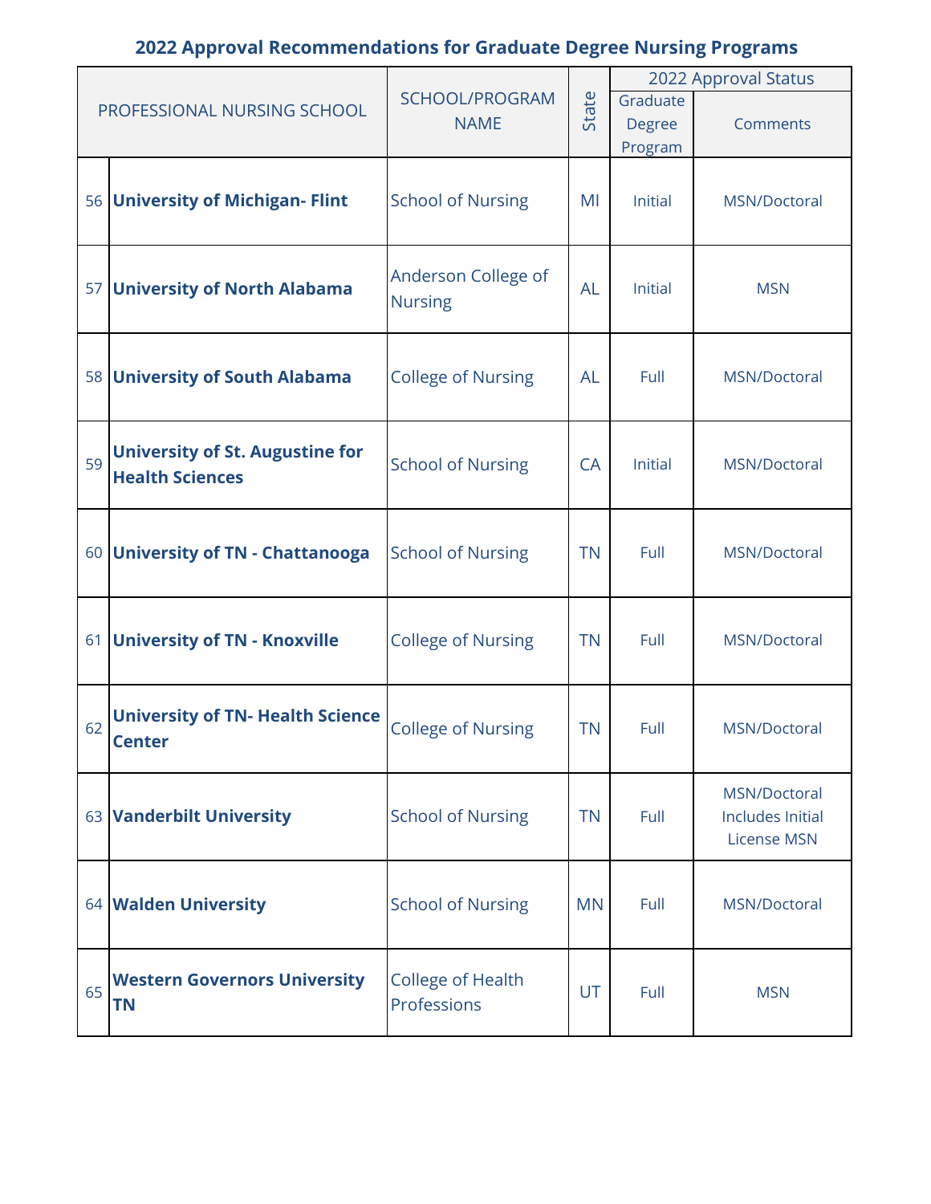## 2022 Approval Recommendations for Graduate Degree Nursing Programs

| | PROFESSIONAL NURSING SCHOOL | SCHOOL/PROGRAM NAME | State | 2022 Approval Status | |
|---|---|---|---|---|---|
| | | | | Graduate Degree Program | Comments |
| 56 | **University of Michigan- Flint** | School of Nursing | MI | Initial | MSN/Doctoral |
| 57 | **University of North Alabama** | Anderson College of Nursing | AL | Initial | MSN |
| 58 | **University of South Alabama** | College of Nursing | AL | Full | MSN/Doctoral |
| 59 | **University of St. Augustine for Health Sciences** | School of Nursing | CA | Initial | MSN/Doctoral |
| 60 | **University of TN - Chattanooga** | School of Nursing | TN | Full | MSN/Doctoral |
| 61 | **University of TN - Knoxville** | College of Nursing | TN | Full | MSN/Doctoral |
| 62 | **University of TN- Health Science Center** | College of Nursing | TN | Full | MSN/Doctoral |
| 63 | **Vanderbilt University** | School of Nursing | TN | Full | MSN/Doctoral Includes Initial License MSN |
| 64 | **Walden University** | School of Nursing | MN | Full | MSN/Doctoral |
| 65 | **Western Governors University TN** | College of Health Professions | UT | Full | MSN |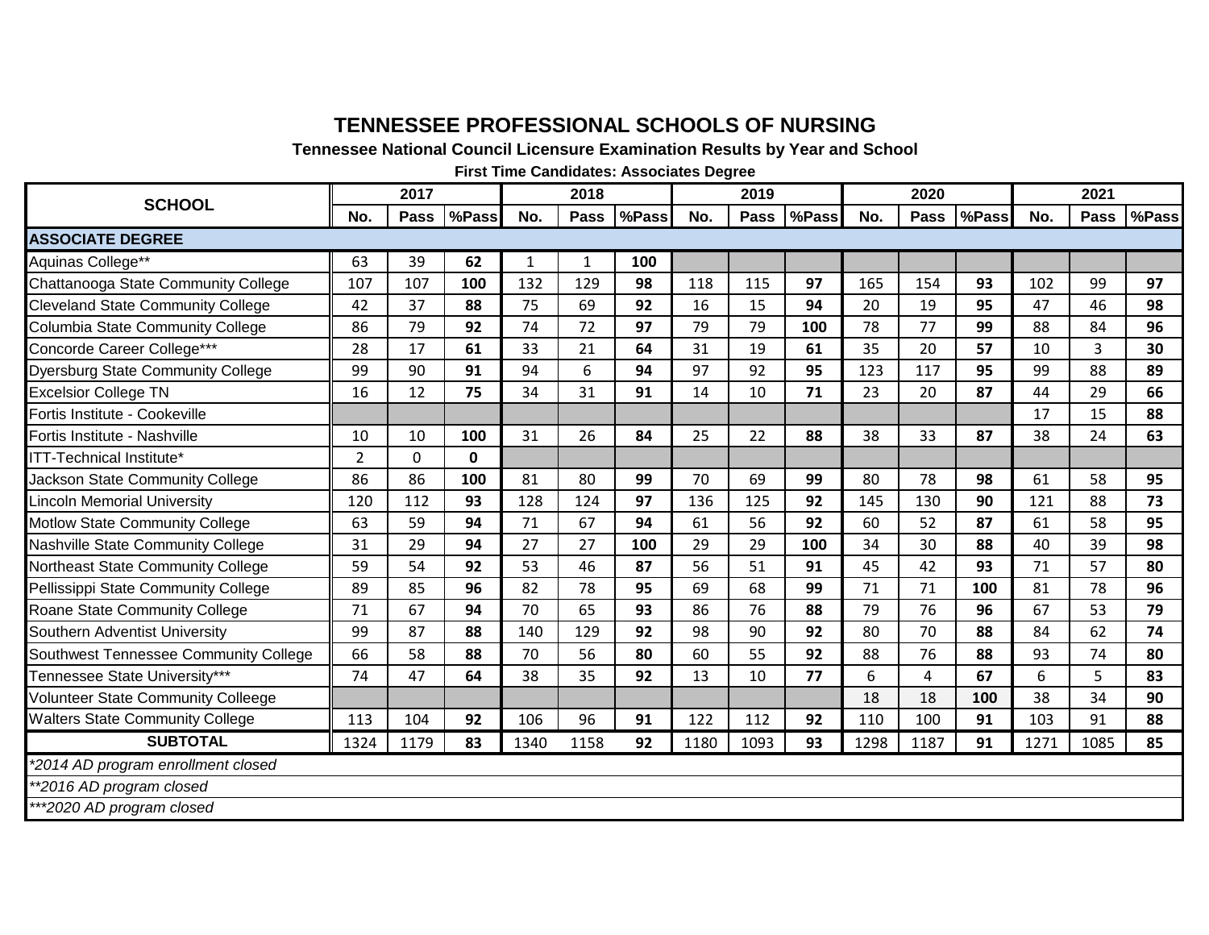# TENNESSEE PROFESSIONAL SCHOOLS OF NURSING

**Tennessee National Council Licensure Examination Results by Year and School**

**First Time Candidates: Associates Degree**

| SCHOOL | 2017 | | | 2018 | | | 2019 | | | 2020 | | | 2021 | | |
|---|---|---|---|---|---|---|---|---|---|---|---|---|---|---|---|
| | No. | Pass | %Pass | No. | Pass | %Pass | No. | Pass | %Pass | No. | Pass | %Pass | No. | Pass | %Pass |
| **ASSOCIATE DEGREE** | | | | | | | | | | | | | | | |
| Aquinas College** | 63 | 39 | **62** | 1 | 1 | **100** | | | | | | | | | |
| Chattanooga State Community College | 107 | 107 | **100** | 132 | 129 | **98** | 118 | 115 | **97** | 165 | 154 | **93** | 102 | 99 | **97** |
| Cleveland State Community College | 42 | 37 | **88** | 75 | 69 | **92** | 16 | 15 | **94** | 20 | 19 | **95** | 47 | 46 | **98** |
| Columbia State Community College | 86 | 79 | **92** | 74 | 72 | **97** | 79 | 79 | **100** | 78 | 77 | **99** | 88 | 84 | **96** |
| Concorde Career College*** | 28 | 17 | **61** | 33 | 21 | **64** | 31 | 19 | **61** | 35 | 20 | **57** | 10 | 3 | **30** |
| Dyersburg State Community College | 99 | 90 | **91** | 94 | 6 | **94** | 97 | 92 | **95** | 123 | 117 | **95** | 99 | 88 | **89** |
| Excelsior College TN | 16 | 12 | **75** | 34 | 31 | **91** | 14 | 10 | **71** | 23 | 20 | **87** | 44 | 29 | **66** |
| Fortis Institute - Cookeville | | | | | | | | | | | | | 17 | 15 | **88** |
| Fortis Institute - Nashville | 10 | 10 | **100** | 31 | 26 | **84** | 25 | 22 | **88** | 38 | 33 | **87** | 38 | 24 | **63** |
| ITT-Technical Institute* | 2 | 0 | **0** | | | | | | | | | | | | |
| Jackson State Community College | 86 | 86 | **100** | 81 | 80 | **99** | 70 | 69 | **99** | 80 | 78 | **98** | 61 | 58 | **95** |
| Lincoln Memorial University | 120 | 112 | **93** | 128 | 124 | **97** | 136 | 125 | **92** | 145 | 130 | **90** | 121 | 88 | **73** |
| Motlow State Community College | 63 | 59 | **94** | 71 | 67 | **94** | 61 | 56 | **92** | 60 | 52 | **87** | 61 | 58 | **95** |
| Nashville State Community College | 31 | 29 | **94** | 27 | 27 | **100** | 29 | 29 | **100** | 34 | 30 | **88** | 40 | 39 | **98** |
| Northeast State Community College | 59 | 54 | **92** | 53 | 46 | **87** | 56 | 51 | **91** | 45 | 42 | **93** | 71 | 57 | **80** |
| Pellissippi State Community College | 89 | 85 | **96** | 82 | 78 | **95** | 69 | 68 | **99** | 71 | 71 | **100** | 81 | 78 | **96** |
| Roane State Community College | 71 | 67 | **94** | 70 | 65 | **93** | 86 | 76 | **88** | 79 | 76 | **96** | 67 | 53 | **79** |
| Southern Adventist University | 99 | 87 | **88** | 140 | 129 | **92** | 98 | 90 | **92** | 80 | 70 | **88** | 84 | 62 | **74** |
| Southwest Tennessee Community College | 66 | 58 | **88** | 70 | 56 | **80** | 60 | 55 | **92** | 88 | 76 | **88** | 93 | 74 | **80** |
| Tennessee State University*** | 74 | 47 | **64** | 38 | 35 | **92** | 13 | 10 | **77** | 6 | 4 | **67** | 6 | 5 | **83** |
| Volunteer State Community Colleege | | | | | | | | | | 18 | 18 | **100** | 38 | 34 | **90** |
| Walters State Community College | 113 | 104 | **92** | 106 | 96 | **91** | 122 | 112 | **92** | 110 | 100 | **91** | 103 | 91 | **88** |
| **SUBTOTAL** | 1324 | 1179 | **83** | 1340 | 1158 | **92** | 1180 | 1093 | **93** | 1298 | 1187 | **91** | 1271 | 1085 | **85** |

*\*2014 AD program enrollment closed*

*\*\*2016 AD program closed*

*\*\*\*2020 AD program closed*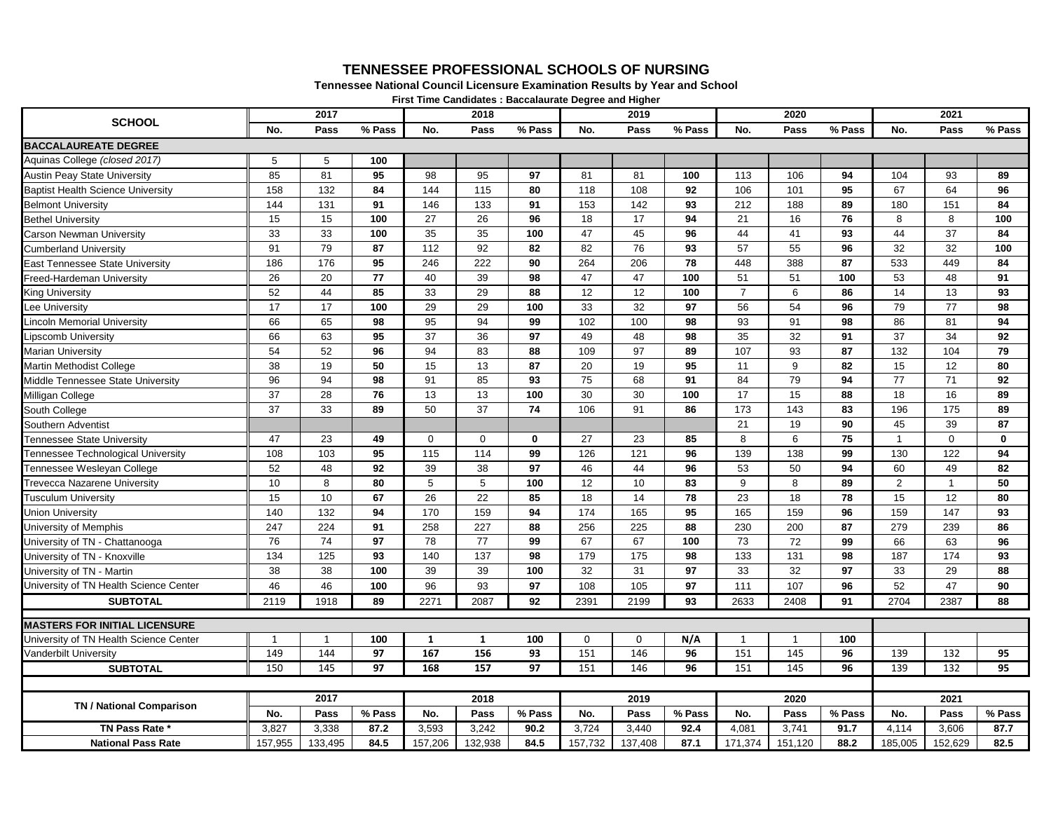# TENNESSEE PROFESSIONAL SCHOOLS OF NURSING

**Tennessee National Council Licensure Examination Results by Year and School**

**First Time Candidates : Baccalaureate Degree and Higher**

| SCHOOL | 2017 | | | 2018 | | | 2019 | | | 2020 | | | 2021 | | |
|---|---|---|---|---|---|---|---|---|---|---|---|---|---|---|---|
| | No. | Pass | % Pass | No. | Pass | % Pass | No. | Pass | % Pass | No. | Pass | % Pass | No. | Pass | % Pass |
| **BACCALAUREATE DEGREE** | | | | | | | | | | | | | | | |
| Aquinas College *(closed 2017)* | 5 | 5 | **100** | | | | | | | | | | | | |
| Austin Peay State University | 85 | 81 | **95** | 98 | 95 | **97** | 81 | 81 | **100** | 113 | 106 | **94** | 104 | 93 | **89** |
| Baptist Health Science University | 158 | 132 | **84** | 144 | 115 | **80** | 118 | 108 | **92** | 106 | 101 | **95** | 67 | 64 | **96** |
| Belmont University | 144 | 131 | **91** | 146 | 133 | **91** | 153 | 142 | **93** | 212 | 188 | **89** | 180 | 151 | **84** |
| Bethel University | 15 | 15 | **100** | 27 | 26 | **96** | 18 | 17 | **94** | 21 | 16 | **76** | 8 | 8 | **100** |
| Carson Newman University | 33 | 33 | **100** | 35 | 35 | **100** | 47 | 45 | **96** | 44 | 41 | **93** | 44 | 37 | **84** |
| Cumberland University | 91 | 79 | **87** | 112 | 92 | **82** | 82 | 76 | **93** | 57 | 55 | **96** | 32 | 32 | **100** |
| East Tennessee State University | 186 | 176 | **95** | 246 | 222 | **90** | 264 | 206 | **78** | 448 | 388 | **87** | 533 | 449 | **84** |
| Freed-Hardeman University | 26 | 20 | **77** | 40 | 39 | **98** | 47 | 47 | **100** | 51 | 51 | **100** | 53 | 48 | **91** |
| King University | 52 | 44 | **85** | 33 | 29 | **88** | 12 | 12 | **100** | 7 | 6 | **86** | 14 | 13 | **93** |
| Lee University | 17 | 17 | **100** | 29 | 29 | **100** | 33 | 32 | **97** | 56 | 54 | **96** | 79 | 77 | **98** |
| Lincoln Memorial University | 66 | 65 | **98** | 95 | 94 | **99** | 102 | 100 | **98** | 93 | 91 | **98** | 86 | 81 | **94** |
| Lipscomb University | 66 | 63 | **95** | 37 | 36 | **97** | 49 | 48 | **98** | 35 | 32 | **91** | 37 | 34 | **92** |
| Marian University | 54 | 52 | **96** | 94 | 83 | **88** | 109 | 97 | **89** | 107 | 93 | **87** | 132 | 104 | **79** |
| Martin Methodist College | 38 | 19 | **50** | 15 | 13 | **87** | 20 | 19 | **95** | 11 | 9 | **82** | 15 | 12 | **80** |
| Middle Tennessee State University | 96 | 94 | **98** | 91 | 85 | **93** | 75 | 68 | **91** | 84 | 79 | **94** | 77 | 71 | **92** |
| Milligan College | 37 | 28 | **76** | 13 | 13 | **100** | 30 | 30 | **100** | 17 | 15 | **88** | 18 | 16 | **89** |
| South College | 37 | 33 | **89** | 50 | 37 | **74** | 106 | 91 | **86** | 173 | 143 | **83** | 196 | 175 | **89** |
| Southern Adventist | | | | | | | | | | 21 | 19 | **90** | 45 | 39 | **87** |
| Tennessee State University | 47 | 23 | **49** | 0 | 0 | **0** | 27 | 23 | **85** | 8 | 6 | **75** | 1 | 0 | **0** |
| Tennessee Technological University | 108 | 103 | **95** | 115 | 114 | **99** | 126 | 121 | **96** | 139 | 138 | **99** | 130 | 122 | **94** |
| Tennessee Wesleyan College | 52 | 48 | **92** | 39 | 38 | **97** | 46 | 44 | **96** | 53 | 50 | **94** | 60 | 49 | **82** |
| Trevecca Nazarene University | 10 | 8 | **80** | 5 | 5 | **100** | 12 | 10 | **83** | 9 | 8 | **89** | 2 | 1 | **50** |
| Tusculum University | 15 | 10 | **67** | 26 | 22 | **85** | 18 | 14 | **78** | 23 | 18 | **78** | 15 | 12 | **80** |
| Union University | 140 | 132 | **94** | 170 | 159 | **94** | 174 | 165 | **95** | 165 | 159 | **96** | 159 | 147 | **93** |
| University of Memphis | 247 | 224 | **91** | 258 | 227 | **88** | 256 | 225 | **88** | 230 | 200 | **87** | 279 | 239 | **86** |
| University of TN - Chattanooga | 76 | 74 | **97** | 78 | 77 | **99** | 67 | 67 | **100** | 73 | 72 | **99** | 66 | 63 | **96** |
| University of TN - Knoxville | 134 | 125 | **93** | 140 | 137 | **98** | 179 | 175 | **98** | 133 | 131 | **98** | 187 | 174 | **93** |
| University of TN - Martin | 38 | 38 | **100** | 39 | 39 | **100** | 32 | 31 | **97** | 33 | 32 | **97** | 33 | 29 | **88** |
| University of TN Health Science Center | 46 | 46 | **100** | 96 | 93 | **97** | 108 | 105 | **97** | 111 | 107 | **96** | 52 | 47 | **90** |
| **SUBTOTAL** | 2119 | 1918 | **89** | 2271 | 2087 | **92** | 2391 | 2199 | **93** | 2633 | 2408 | **91** | 2704 | 2387 | **88** |
| **MASTERS FOR INITIAL LICENSURE** | | | | | | | | | | | | | | | |
| University of TN Health Science Center | 1 | 1 | **100** | **1** | **1** | **100** | 0 | 0 | **N/A** | 1 | 1 | **100** | | | |
| Vanderbilt University | 149 | 144 | **97** | **167** | **156** | **93** | 151 | 146 | **96** | 151 | 145 | **96** | 139 | 132 | **95** |
| **SUBTOTAL** | 150 | 145 | **97** | **168** | **157** | **97** | 151 | 146 | **96** | 151 | 145 | **96** | 139 | 132 | **95** |

| TN / National Comparison | 2017 | | | 2018 | | | 2019 | | | 2020 | | | 2021 | | |
|---|---|---|---|---|---|---|---|---|---|---|---|---|---|---|---|
| | No. | Pass | % Pass | No. | Pass | % Pass | No. | Pass | % Pass | No. | Pass | % Pass | No. | Pass | % Pass |
| **TN Pass Rate *** | 3,827 | 3,338 | **87.2** | 3,593 | 3,242 | **90.2** | 3,724 | 3,440 | **92.4** | 4,081 | 3,741 | **91.7** | 4,114 | 3,606 | **87.7** |
| **National Pass Rate** | 157,955 | 133,495 | **84.5** | 157,206 | 132,938 | **84.5** | 157,732 | 137,408 | **87.1** | 171,374 | 151,120 | **88.2** | 185,005 | 152,629 | **82.5** |